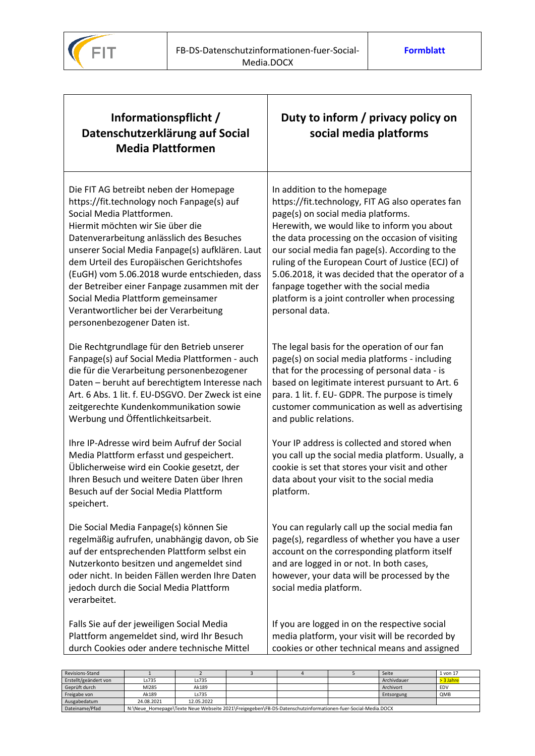| Informationspflicht / Datenschutzerklärung auf Social Media Plattformen | Duty to inform / privacy policy on social media platforms |
|---|---|
| Die FIT AG betreibt neben der Homepage https://fit.technology noch Fanpage(s) auf Social Media Plattformen. Hiermit möchten wir Sie über die Datenverarbeitung anlässlich des Besuches unserer Social Media Fanpage(s) aufklären. Laut dem Urteil des Europäischen Gerichtshofes (EuGH) vom 5.06.2018 wurde entschieden, dass der Betreiber einer Fanpage zusammen mit der Social Media Plattform gemeinsamer Verantwortlicher bei der Verarbeitung personenbezogener Daten ist. | In addition to the homepage https://fit.technology, FIT AG also operates fan page(s) on social media platforms. Herewith, we would like to inform you about the data processing on the occasion of visiting our social media fan page(s). According to the ruling of the European Court of Justice (ECJ) of 5.06.2018, it was decided that the operator of a fanpage together with the social media platform is a joint controller when processing personal data. |
| Die Rechtgrundlage für den Betrieb unserer Fanpage(s) auf Social Media Plattformen - auch die für die Verarbeitung personenbezogener Daten – beruht auf berechtigtem Interesse nach Art. 6 Abs. 1 lit. f. EU-DSGVO. Der Zweck ist eine zeitgerechte Kundenkommunikation sowie Werbung und Öffentlichkeitsarbeit. | The legal basis for the operation of our fan page(s) on social media platforms - including that for the processing of personal data - is based on legitimate interest pursuant to Art. 6 para. 1 lit. f. EU- GDPR. The purpose is timely customer communication as well as advertising and public relations. |
| Ihre IP-Adresse wird beim Aufruf der Social Media Plattform erfasst und gespeichert. Üblicherweise wird ein Cookie gesetzt, der Ihren Besuch und weitere Daten über Ihren Besuch auf der Social Media Plattform speichert. | Your IP address is collected and stored when you call up the social media platform. Usually, a cookie is set that stores your visit and other data about your visit to the social media platform. |
| Die Social Media Fanpage(s) können Sie regelmäßig aufrufen, unabhängig davon, ob Sie auf der entsprechenden Plattform selbst ein Nutzerkonto besitzen und angemeldet sind oder nicht. In beiden Fällen werden Ihre Daten jedoch durch die Social Media Plattform verarbeitet. | You can regularly call up the social media fan page(s), regardless of whether you have a user account on the corresponding platform itself and are logged in or not. In both cases, however, your data will be processed by the social media platform. |
| Falls Sie auf der jeweiligen Social Media Plattform angemeldet sind, wird Ihr Besuch durch Cookies oder andere technische Mittel | If you are logged in on the respective social media platform, your visit will be recorded by cookies or other technical means and assigned |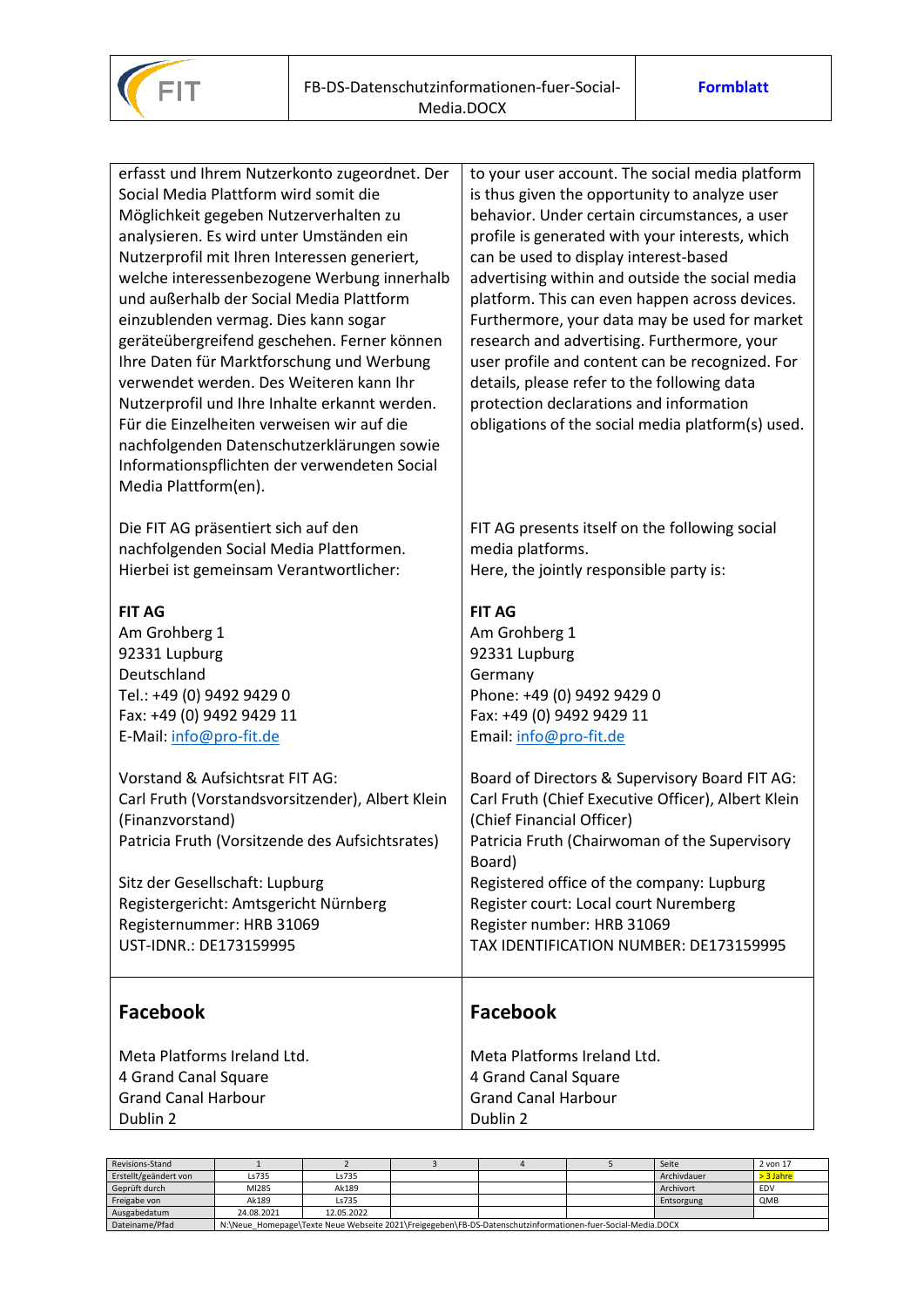| | |
|---|---|
| erfasst und Ihrem Nutzerkonto zugeordnet. Der Social Media Plattform wird somit die Möglichkeit gegeben Nutzerverhalten zu analysieren. Es wird unter Umständen ein Nutzerprofil mit Ihren Interessen generiert, welche interessenbezogene Werbung innerhalb und außerhalb der Social Media Plattform einzublenden vermag. Dies kann sogar geräteübergreifend geschehen. Ferner können Ihre Daten für Marktforschung und Werbung verwendet werden. Des Weiteren kann Ihr Nutzerprofil und Ihre Inhalte erkannt werden. Für die Einzelheiten verweisen wir auf die nachfolgenden Datenschutzerklärungen sowie Informationspflichten der verwendeten Social Media Plattform(en).<br><br>Die FIT AG präsentiert sich auf den nachfolgenden Social Media Plattformen. Hierbei ist gemeinsam Verantwortlicher:<br><br>**FIT AG**<br>Am Grohberg 1<br>92331 Lupburg<br>Deutschland<br>Tel.: +49 (0) 9492 9429 0<br>Fax: +49 (0) 9492 9429 11<br>E-Mail: info@pro-fit.de<br><br>Vorstand & Aufsichtsrat FIT AG:<br>Carl Fruth (Vorstandsvorsitzender), Albert Klein (Finanzvorstand)<br>Patricia Fruth (Vorsitzende des Aufsichtsrates)<br><br>Sitz der Gesellschaft: Lupburg<br>Registergericht: Amtsgericht Nürnberg<br>Registernummer: HRB 31069<br>UST-IDNR.: DE173159995 | to your user account. The social media platform is thus given the opportunity to analyze user behavior. Under certain circumstances, a user profile is generated with your interests, which can be used to display interest-based advertising within and outside the social media platform. This can even happen across devices. Furthermore, your data may be used for market research and advertising. Furthermore, your user profile and content can be recognized. For details, please refer to the following data protection declarations and information obligations of the social media platform(s) used.<br><br>FIT AG presents itself on the following social media platforms.<br>Here, the jointly responsible party is:<br><br>**FIT AG**<br>Am Grohberg 1<br>92331 Lupburg<br>Germany<br>Phone: +49 (0) 9492 9429 0<br>Fax: +49 (0) 9492 9429 11<br>Email: info@pro-fit.de<br><br>Board of Directors & Supervisory Board FIT AG:<br>Carl Fruth (Chief Executive Officer), Albert Klein (Chief Financial Officer)<br>Patricia Fruth (Chairwoman of the Supervisory Board)<br>Registered office of the company: Lupburg<br>Register court: Local court Nuremberg<br>Register number: HRB 31069<br>TAX IDENTIFICATION NUMBER: DE173159995 |
| **Facebook**<br><br>Meta Platforms Ireland Ltd.<br>4 Grand Canal Square<br>Grand Canal Harbour<br>Dublin 2 | **Facebook**<br><br>Meta Platforms Ireland Ltd.<br>4 Grand Canal Square<br>Grand Canal Harbour<br>Dublin 2 |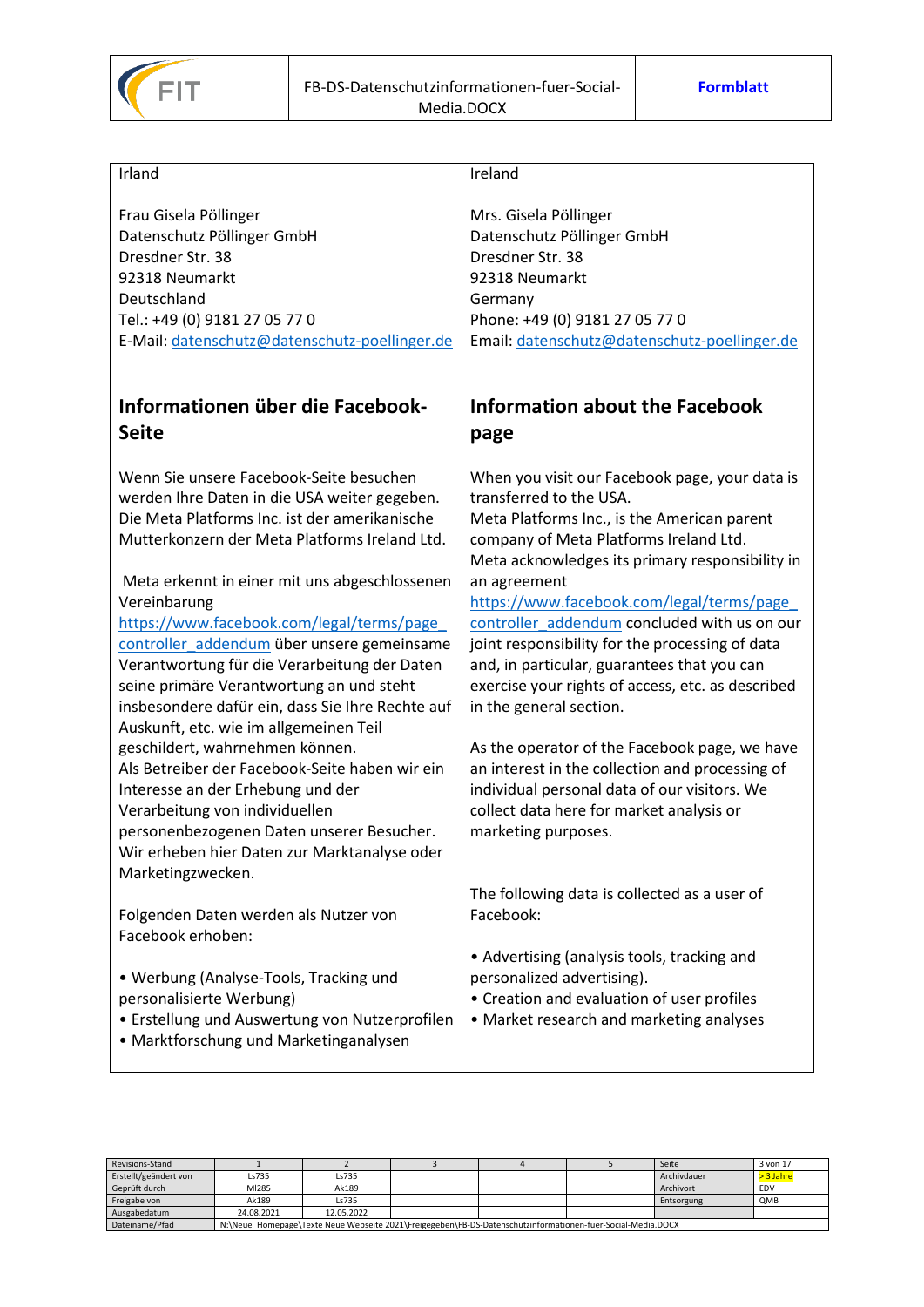| | |
|---|---|
| Irland<br><br>Frau Gisela Pöllinger<br>Datenschutz Pöllinger GmbH<br>Dresdner Str. 38<br>92318 Neumarkt<br>Deutschland<br>Tel.: +49 (0) 9181 27 05 77 0<br>E-Mail: datenschutz@datenschutz-poellinger.de | Ireland<br><br>Mrs. Gisela Pöllinger<br>Datenschutz Pöllinger GmbH<br>Dresdner Str. 38<br>92318 Neumarkt<br>Germany<br>Phone: +49 (0) 9181 27 05 77 0<br>Email: datenschutz@datenschutz-poellinger.de |
| **Informationen über die Facebook-Seite**<br><br>Wenn Sie unsere Facebook-Seite besuchen werden Ihre Daten in die USA weiter gegeben. Die Meta Platforms Inc. ist der amerikanische Mutterkonzern der Meta Platforms Ireland Ltd.<br><br>Meta erkennt in einer mit uns abgeschlossenen Vereinbarung https://www.facebook.com/legal/terms/page_controller_addendum über unsere gemeinsame Verantwortung für die Verarbeitung der Daten seine primäre Verantwortung an und steht insbesondere dafür ein, dass Sie Ihre Rechte auf Auskunft, etc. wie im allgemeinen Teil geschildert, wahrnehmen können.<br>Als Betreiber der Facebook-Seite haben wir ein Interesse an der Erhebung und der Verarbeitung von individuellen personenbezogenen Daten unserer Besucher. Wir erheben hier Daten zur Marktanalyse oder Marketingzwecken.<br><br>Folgenden Daten werden als Nutzer von Facebook erhoben:<br><br>• Werbung (Analyse-Tools, Tracking und personalisierte Werbung)<br>• Erstellung und Auswertung von Nutzerprofilen<br>• Marktforschung und Marketinganalysen | **Information about the Facebook page**<br><br>When you visit our Facebook page, your data is transferred to the USA.<br>Meta Platforms Inc., is the American parent company of Meta Platforms Ireland Ltd.<br>Meta acknowledges its primary responsibility in an agreement https://www.facebook.com/legal/terms/page_controller_addendum concluded with us on our joint responsibility for the processing of data and, in particular, guarantees that you can exercise your rights of access, etc. as described in the general section.<br><br>As the operator of the Facebook page, we have an interest in the collection and processing of individual personal data of our visitors. We collect data here for market analysis or marketing purposes.<br><br>The following data is collected as a user of Facebook:<br><br>• Advertising (analysis tools, tracking and personalized advertising).<br>• Creation and evaluation of user profiles<br>• Market research and marketing analyses |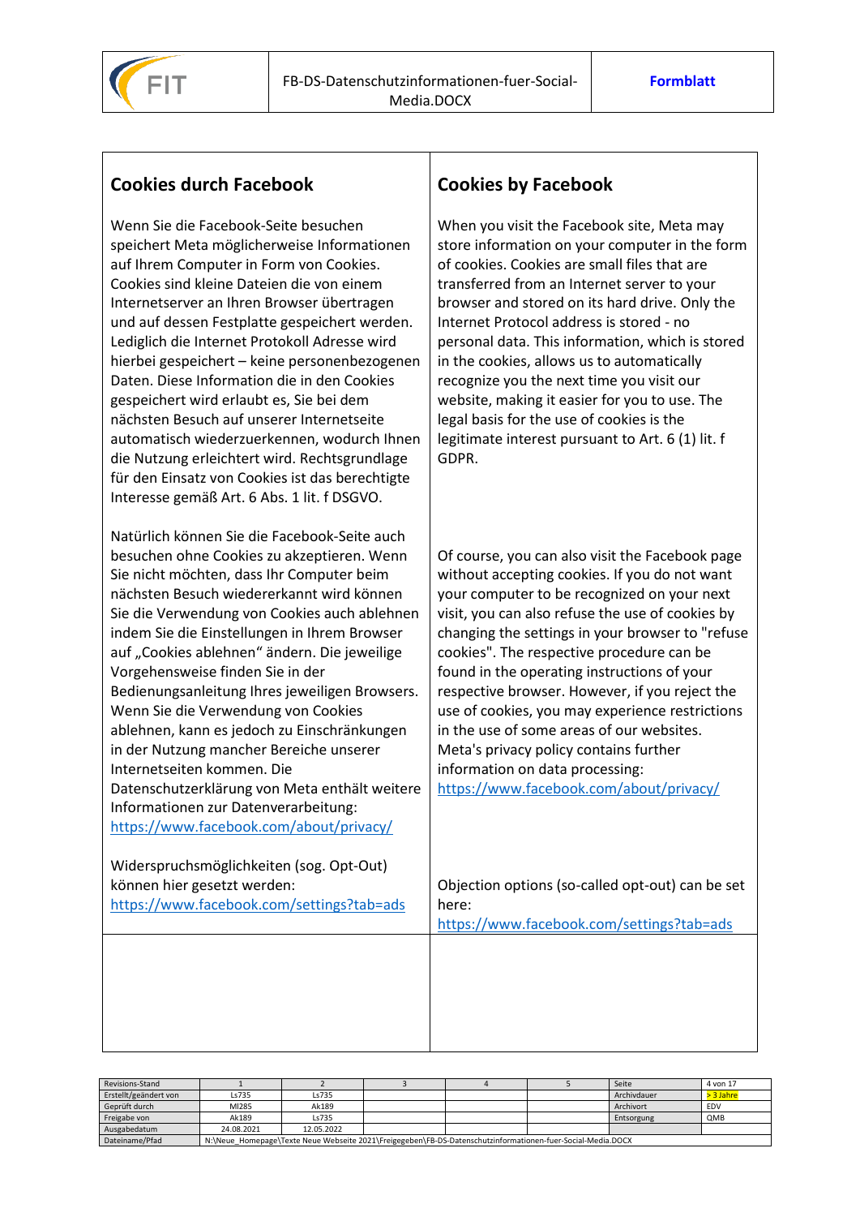| Cookies durch Facebook | Cookies by Facebook |
|---|---|
| Wenn Sie die Facebook-Seite besuchen speichert Meta möglicherweise Informationen auf Ihrem Computer in Form von Cookies. Cookies sind kleine Dateien die von einem Internetserver an Ihren Browser übertragen und auf dessen Festplatte gespeichert werden. Lediglich die Internet Protokoll Adresse wird hierbei gespeichert – keine personenbezogenen Daten. Diese Information die in den Cookies gespeichert wird erlaubt es, Sie bei dem nächsten Besuch auf unserer Internetseite automatisch wiederzuerkennen, wodurch Ihnen die Nutzung erleichtert wird. Rechtsgrundlage für den Einsatz von Cookies ist das berechtigte Interesse gemäß Art. 6 Abs. 1 lit. f DSGVO. | When you visit the Facebook site, Meta may store information on your computer in the form of cookies. Cookies are small files that are transferred from an Internet server to your browser and stored on its hard drive. Only the Internet Protocol address is stored - no personal data. This information, which is stored in the cookies, allows us to automatically recognize you the next time you visit our website, making it easier for you to use. The legal basis for the use of cookies is the legitimate interest pursuant to Art. 6 (1) lit. f GDPR. |
| Natürlich können Sie die Facebook-Seite auch besuchen ohne Cookies zu akzeptieren. Wenn Sie nicht möchten, dass Ihr Computer beim nächsten Besuch wiedererkannt wird können Sie die Verwendung von Cookies auch ablehnen indem Sie die Einstellungen in Ihrem Browser auf „Cookies ablehnen" ändern. Die jeweilige Vorgehensweise finden Sie in der Bedienungsanleitung Ihres jeweiligen Browsers. Wenn Sie die Verwendung von Cookies ablehnen, kann es jedoch zu Einschränkungen in der Nutzung mancher Bereiche unserer Internetseiten kommen. Die Datenschutzerklärung von Meta enthält weitere Informationen zur Datenverarbeitung: https://www.facebook.com/about/privacy/ | Of course, you can also visit the Facebook page without accepting cookies. If you do not want your computer to be recognized on your next visit, you can also refuse the use of cookies by changing the settings in your browser to "refuse cookies". The respective procedure can be found in the operating instructions of your respective browser. However, if you reject the use of cookies, you may experience restrictions in the use of some areas of our websites. Meta's privacy policy contains further information on data processing: https://www.facebook.com/about/privacy/ |
| Widerspruchsmöglichkeiten (sog. Opt-Out) können hier gesetzt werden: https://www.facebook.com/settings?tab=ads | Objection options (so-called opt-out) can be set here: https://www.facebook.com/settings?tab=ads |
| | |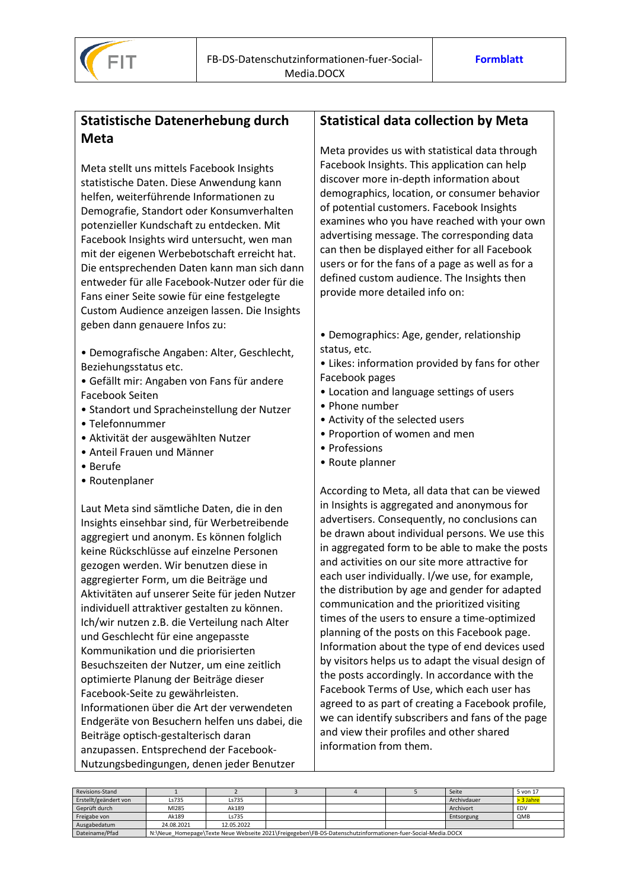## Statistische Datenerhebung durch Meta

Meta stellt uns mittels Facebook Insights statistische Daten. Diese Anwendung kann helfen, weiterführende Informationen zu Demografie, Standort oder Konsumverhalten potenzieller Kundschaft zu entdecken. Mit Facebook Insights wird untersucht, wen man mit der eigenen Werbebotschaft erreicht hat. Die entsprechenden Daten kann man sich dann entweder für alle Facebook-Nutzer oder für die Fans einer Seite sowie für eine festgelegte Custom Audience anzeigen lassen. Die Insights geben dann genauere Infos zu:

- Demografische Angaben: Alter, Geschlecht, Beziehungsstatus etc.
- Gefällt mir: Angaben von Fans für andere Facebook Seiten
- Standort und Spracheinstellung der Nutzer
- Telefonnummer
- Aktivität der ausgewählten Nutzer
- Anteil Frauen und Männer
- Berufe
- Routenplaner

Laut Meta sind sämtliche Daten, die in den Insights einsehbar sind, für Werbetreibende aggregiert und anonym. Es können folglich keine Rückschlüsse auf einzelne Personen gezogen werden. Wir benutzen diese in aggregierter Form, um die Beiträge und Aktivitäten auf unserer Seite für jeden Nutzer individuell attraktiver gestalten zu können. Ich/wir nutzen z.B. die Verteilung nach Alter und Geschlecht für eine angepasste Kommunikation und die priorisierten Besuchszeiten der Nutzer, um eine zeitlich optimierte Planung der Beiträge dieser Facebook-Seite zu gewährleisten. Informationen über die Art der verwendeten Endgeräte von Besuchern helfen uns dabei, die Beiträge optisch-gestalterisch daran anzupassen. Entsprechend der Facebook-Nutzungsbedingungen, denen jeder Benutzer

## Statistical data collection by Meta

Meta provides us with statistical data through Facebook Insights. This application can help discover more in-depth information about demographics, location, or consumer behavior of potential customers. Facebook Insights examines who you have reached with your own advertising message. The corresponding data can then be displayed either for all Facebook users or for the fans of a page as well as for a defined custom audience. The Insights then provide more detailed info on:

- Demographics: Age, gender, relationship status, etc.
- Likes: information provided by fans for other Facebook pages
- Location and language settings of users
- Phone number
- Activity of the selected users
- Proportion of women and men
- Professions
- Route planner

According to Meta, all data that can be viewed in Insights is aggregated and anonymous for advertisers. Consequently, no conclusions can be drawn about individual persons. We use this in aggregated form to be able to make the posts and activities on our site more attractive for each user individually. I/we use, for example, the distribution by age and gender for adapted communication and the prioritized visiting times of the users to ensure a time-optimized planning of the posts on this Facebook page. Information about the type of end devices used by visitors helps us to adapt the visual design of the posts accordingly. In accordance with the Facebook Terms of Use, which each user has agreed to as part of creating a Facebook profile, we can identify subscribers and fans of the page and view their profiles and other shared information from them.

| Revisions-Stand | 1 | 2 | 3 | 4 | 5 | Seite | 5 von 17 |
|---|---|---|---|---|---|---|---|
| Erstellt/geändert von | Ls735 | Ls735 | | | | Archivdauer | > 3 Jahre |
| Geprüft durch | MI285 | Ak189 | | | | Archivort | EDV |
| Freigabe von | Ak189 | Ls735 | | | | Entsorgung | QMB |
| Ausgabedatum | 24.08.2021 | 12.05.2022 | | | | | |
| Dateiname/Pfad | N:\Neue_Homepage\Texte Neue Webseite 2021\Freigegeben\FB-DS-Datenschutzinformationen-fuer-Social-Media.DOCX | | | | | | |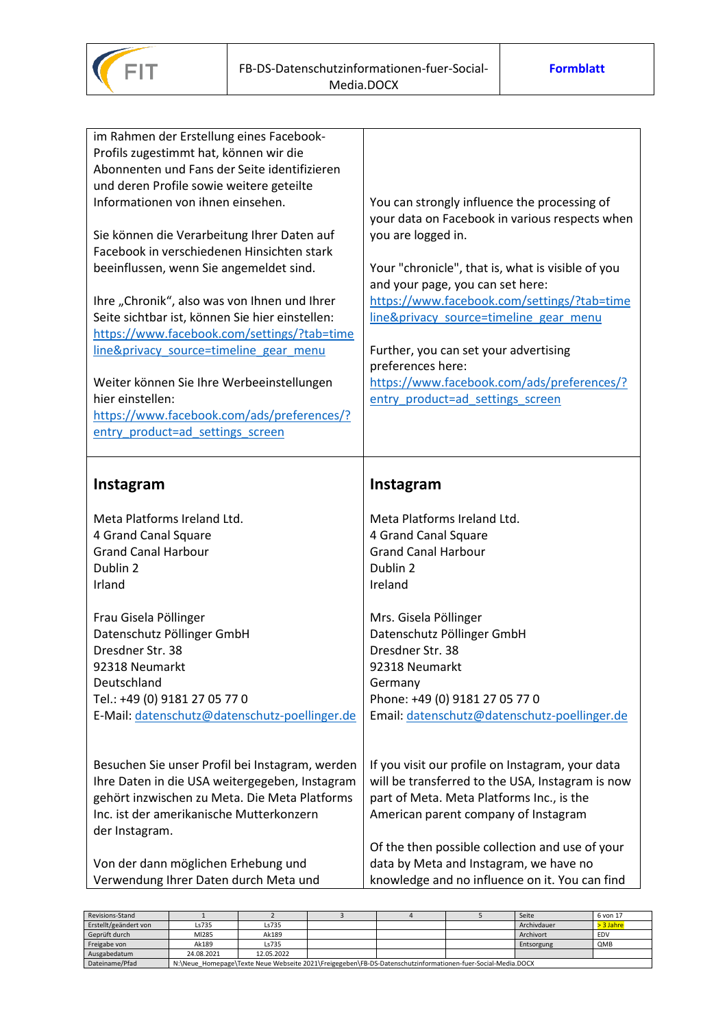| | |
|---|---|
| im Rahmen der Erstellung eines Facebook-Profils zugestimmt hat, können wir die Abonnenten und Fans der Seite identifizieren und deren Profile sowie weitere geteilte Informationen von ihnen einsehen.<br><br>Sie können die Verarbeitung Ihrer Daten auf Facebook in verschiedenen Hinsichten stark beeinflussen, wenn Sie angemeldet sind.<br><br>Ihre „Chronik“, also was von Ihnen und Ihrer Seite sichtbar ist, können Sie hier einstellen: https://www.facebook.com/settings/?tab=timeline&privacy_source=timeline_gear_menu<br><br>Weiter können Sie Ihre Werbeeinstellungen hier einstellen: https://www.facebook.com/ads/preferences/?entry_product=ad_settings_screen | You can strongly influence the processing of your data on Facebook in various respects when you are logged in.<br><br>Your "chronicle", that is, what is visible of you and your page, you can set here: https://www.facebook.com/settings/?tab=timeline&privacy_source=timeline_gear_menu<br><br>Further, you can set your advertising preferences here: https://www.facebook.com/ads/preferences/?entry_product=ad_settings_screen |
| **Instagram**<br><br>Meta Platforms Ireland Ltd.<br>4 Grand Canal Square<br>Grand Canal Harbour<br>Dublin 2<br>Irland<br><br>Frau Gisela Pöllinger<br>Datenschutz Pöllinger GmbH<br>Dresdner Str. 38<br>92318 Neumarkt<br>Deutschland<br>Tel.: +49 (0) 9181 27 05 77 0<br>E-Mail: datenschutz@datenschutz-poellinger.de<br><br>Besuchen Sie unser Profil bei Instagram, werden Ihre Daten in die USA weitergegeben, Instagram gehört inzwischen zu Meta. Die Meta Platforms Inc. ist der amerikanische Mutterkonzern der Instagram.<br><br>Von der dann möglichen Erhebung und Verwendung Ihrer Daten durch Meta und | **Instagram**<br><br>Meta Platforms Ireland Ltd.<br>4 Grand Canal Square<br>Grand Canal Harbour<br>Dublin 2<br>Ireland<br><br>Mrs. Gisela Pöllinger<br>Datenschutz Pöllinger GmbH<br>Dresdner Str. 38<br>92318 Neumarkt<br>Germany<br>Phone: +49 (0) 9181 27 05 77 0<br>Email: datenschutz@datenschutz-poellinger.de<br><br>If you visit our profile on Instagram, your data will be transferred to the USA, Instagram is now part of Meta. Meta Platforms Inc., is the American parent company of Instagram<br><br>Of the then possible collection and use of your data by Meta and Instagram, we have no knowledge and no influence on it. You can find |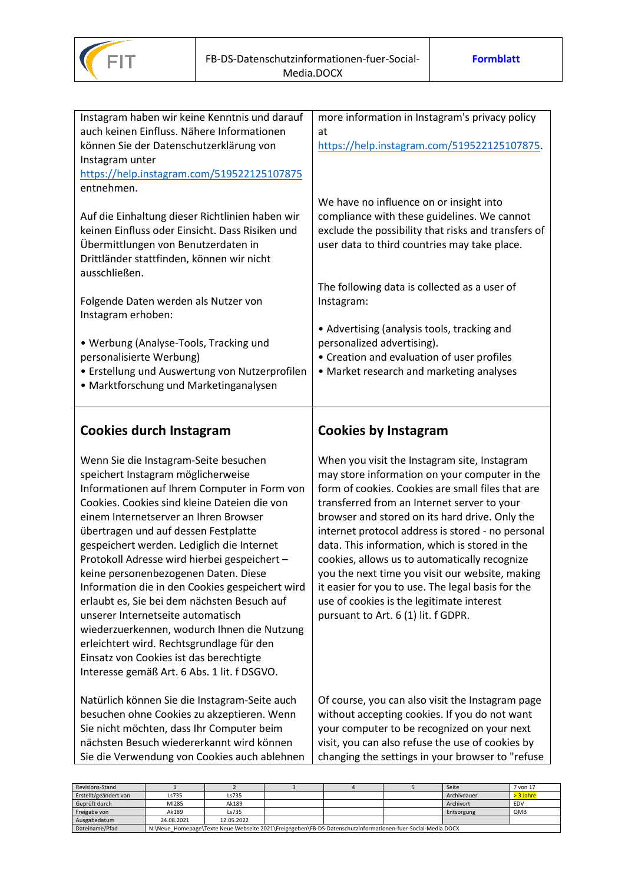| | |
|---|---|
| Instagram haben wir keine Kenntnis und darauf auch keinen Einfluss. Nähere Informationen können Sie der Datenschutzerklärung von Instagram unter https://help.instagram.com/519522125107875 entnehmen.<br><br>Auf die Einhaltung dieser Richtlinien haben wir keinen Einfluss oder Einsicht. Dass Risiken und Übermittlungen von Benutzerdaten in Drittländer stattfinden, können wir nicht ausschließen.<br><br>Folgende Daten werden als Nutzer von Instagram erhoben:<br><br>• Werbung (Analyse-Tools, Tracking und personalisierte Werbung)<br>• Erstellung und Auswertung von Nutzerprofilen<br>• Marktforschung und Marketinganalysen | more information in Instagram's privacy policy at https://help.instagram.com/519522125107875.<br><br>We have no influence on or insight into compliance with these guidelines. We cannot exclude the possibility that risks and transfers of user data to third countries may take place.<br><br>The following data is collected as a user of Instagram:<br><br>• Advertising (analysis tools, tracking and personalized advertising).<br>• Creation and evaluation of user profiles<br>• Market research and marketing analyses |
| **Cookies durch Instagram**<br><br>Wenn Sie die Instagram-Seite besuchen speichert Instagram möglicherweise Informationen auf Ihrem Computer in Form von Cookies. Cookies sind kleine Dateien die von einem Internetserver an Ihren Browser übertragen und auf dessen Festplatte gespeichert werden. Lediglich die Internet Protokoll Adresse wird hierbei gespeichert – keine personenbezogenen Daten. Diese Information die in den Cookies gespeichert wird erlaubt es, Sie bei dem nächsten Besuch auf unserer Internetseite automatisch wiederzuerkennen, wodurch Ihnen die Nutzung erleichtert wird. Rechtsgrundlage für den Einsatz von Cookies ist das berechtigte Interesse gemäß Art. 6 Abs. 1 lit. f DSGVO.<br><br>Natürlich können Sie die Instagram-Seite auch besuchen ohne Cookies zu akzeptieren. Wenn Sie nicht möchten, dass Ihr Computer beim nächsten Besuch wiedererkannt wird können Sie die Verwendung von Cookies auch ablehnen | **Cookies by Instagram**<br><br>When you visit the Instagram site, Instagram may store information on your computer in the form of cookies. Cookies are small files that are transferred from an Internet server to your browser and stored on its hard drive. Only the internet protocol address is stored - no personal data. This information, which is stored in the cookies, allows us to automatically recognize you the next time you visit our website, making it easier for you to use. The legal basis for the use of cookies is the legitimate interest pursuant to Art. 6 (1) lit. f GDPR.<br><br>Of course, you can also visit the Instagram page without accepting cookies. If you do not want your computer to be recognized on your next visit, you can also refuse the use of cookies by changing the settings in your browser to "refuse |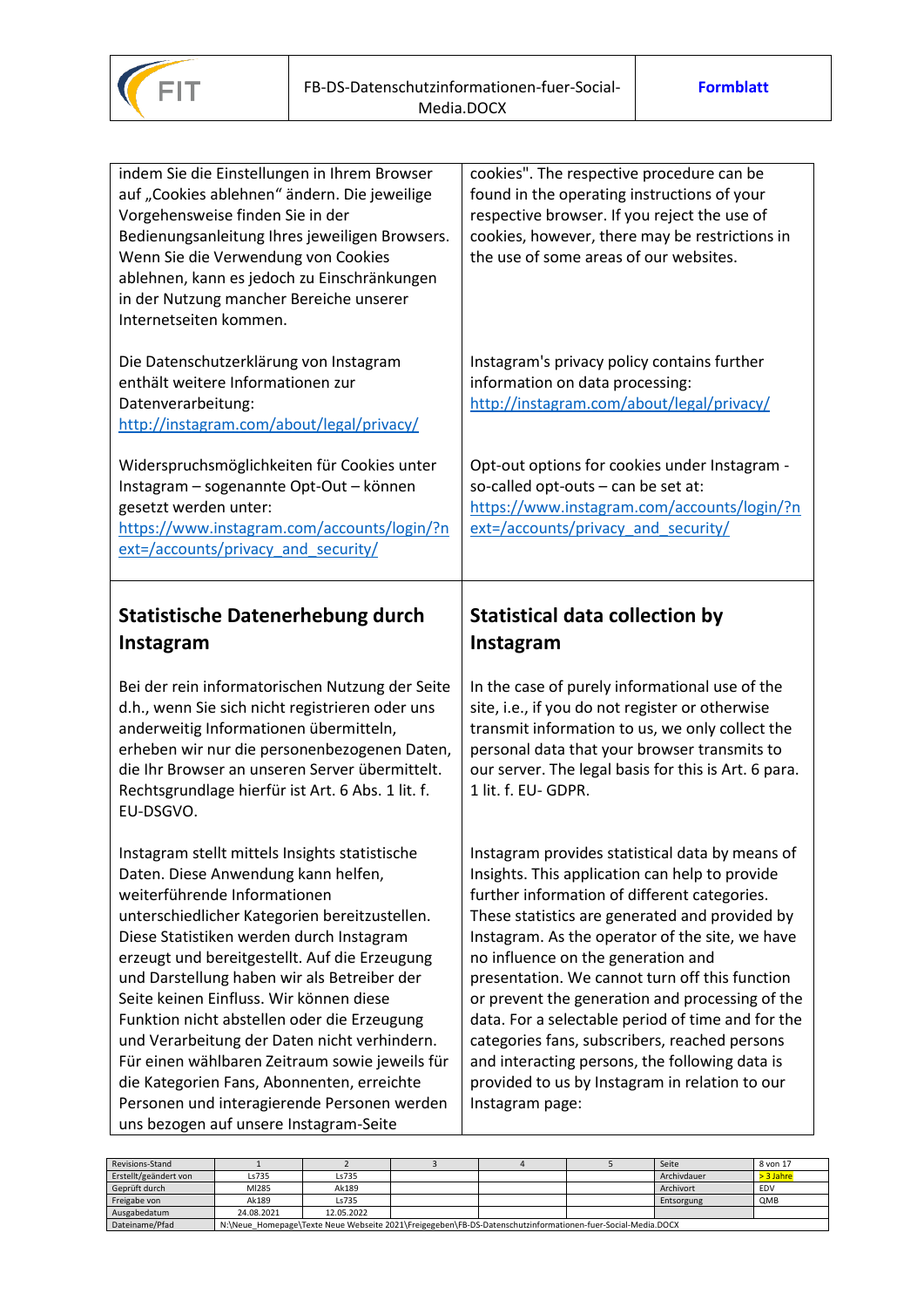| | |
|---|---|
| indem Sie die Einstellungen in Ihrem Browser auf „Cookies ablehnen" ändern. Die jeweilige Vorgehensweise finden Sie in der Bedienungsanleitung Ihres jeweiligen Browsers. Wenn Sie die Verwendung von Cookies ablehnen, kann es jedoch zu Einschränkungen in der Nutzung mancher Bereiche unserer Internetseiten kommen. | cookies". The respective procedure can be found in the operating instructions of your respective browser. If you reject the use of cookies, however, there may be restrictions in the use of some areas of our websites. |
| Die Datenschutzerklärung von Instagram enthält weitere Informationen zur Datenverarbeitung: http://instagram.com/about/legal/privacy/ | Instagram's privacy policy contains further information on data processing: http://instagram.com/about/legal/privacy/ |
| Widerspruchsmöglichkeiten für Cookies unter Instagram – sogenannte Opt-Out – können gesetzt werden unter: https://www.instagram.com/accounts/login/?next=/accounts/privacy_and_security/ | Opt-out options for cookies under Instagram - so-called opt-outs – can be set at: https://www.instagram.com/accounts/login/?next=/accounts/privacy_and_security/ |
| **Statistische Datenerhebung durch Instagram** | **Statistical data collection by Instagram** |
| Bei der rein informatorischen Nutzung der Seite d.h., wenn Sie sich nicht registrieren oder uns anderweitig Informationen übermitteln, erheben wir nur die personenbezogenen Daten, die Ihr Browser an unseren Server übermittelt. Rechtsgrundlage hierfür ist Art. 6 Abs. 1 lit. f. EU-DSGVO. | In the case of purely informational use of the site, i.e., if you do not register or otherwise transmit information to us, we only collect the personal data that your browser transmits to our server. The legal basis for this is Art. 6 para. 1 lit. f. EU- GDPR. |
| Instagram stellt mittels Insights statistische Daten. Diese Anwendung kann helfen, weiterführende Informationen unterschiedlicher Kategorien bereitzustellen. Diese Statistiken werden durch Instagram erzeugt und bereitgestellt. Auf die Erzeugung und Darstellung haben wir als Betreiber der Seite keinen Einfluss. Wir können diese Funktion nicht abstellen oder die Erzeugung und Verarbeitung der Daten nicht verhindern. Für einen wählbaren Zeitraum sowie jeweils für die Kategorien Fans, Abonnenten, erreichte Personen und interagierende Personen werden uns bezogen auf unsere Instagram-Seite | Instagram provides statistical data by means of Insights. This application can help to provide further information of different categories. These statistics are generated and provided by Instagram. As the operator of the site, we have no influence on the generation and presentation. We cannot turn off this function or prevent the generation and processing of the data. For a selectable period of time and for the categories fans, subscribers, reached persons and interacting persons, the following data is provided to us by Instagram in relation to our Instagram page: |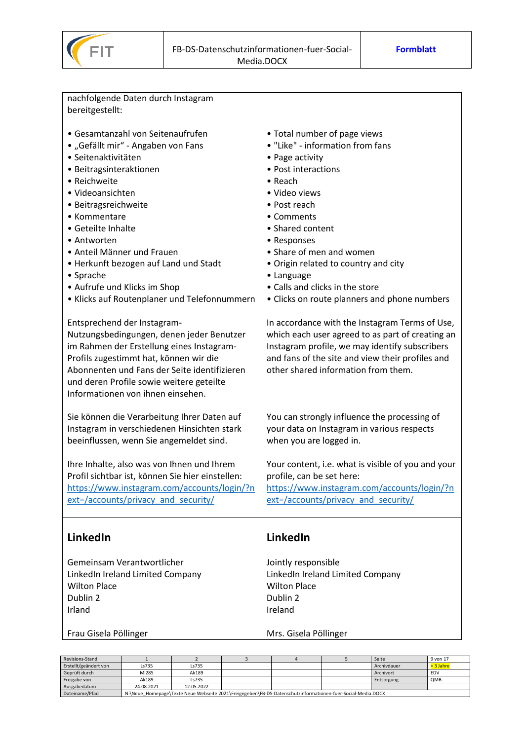| | |
|---|---|
| nachfolgende Daten durch Instagram bereitgestellt: | |
| • Gesamtanzahl von Seitenaufrufen<br>• „Gefällt mir" - Angaben von Fans<br>• Seitenaktivitäten<br>• Beitragsinteraktionen<br>• Reichweite<br>• Videoansichten<br>• Beitragsreichweite<br>• Kommentare<br>• Geteilte Inhalte<br>• Antworten<br>• Anteil Männer und Frauen<br>• Herkunft bezogen auf Land und Stadt<br>• Sprache<br>• Aufrufe und Klicks im Shop<br>• Klicks auf Routenplaner und Telefonnummern | • Total number of page views<br>• "Like" - information from fans<br>• Page activity<br>• Post interactions<br>• Reach<br>• Video views<br>• Post reach<br>• Comments<br>• Shared content<br>• Responses<br>• Share of men and women<br>• Origin related to country and city<br>• Language<br>• Calls and clicks in the store<br>• Clicks on route planners and phone numbers |
| Entsprechend der Instagram-Nutzungsbedingungen, denen jeder Benutzer im Rahmen der Erstellung eines Instagram-Profils zugestimmt hat, können wir die Abonnenten und Fans der Seite identifizieren und deren Profile sowie weitere geteilte Informationen von ihnen einsehen. | In accordance with the Instagram Terms of Use, which each user agreed to as part of creating an Instagram profile, we may identify subscribers and fans of the site and view their profiles and other shared information from them. |
| Sie können die Verarbeitung Ihrer Daten auf Instagram in verschiedenen Hinsichten stark beeinflussen, wenn Sie angemeldet sind. | You can strongly influence the processing of your data on Instagram in various respects when you are logged in. |
| Ihre Inhalte, also was von Ihnen und Ihrem Profil sichtbar ist, können Sie hier einstellen: https://www.instagram.com/accounts/login/?next=/accounts/privacy_and_security/ | Your content, i.e. what is visible of you and your profile, can be set here: https://www.instagram.com/accounts/login/?next=/accounts/privacy_and_security/ |
| **LinkedIn** | **LinkedIn** |
| Gemeinsam Verantwortlicher<br>LinkedIn Ireland Limited Company<br>Wilton Place<br>Dublin 2<br>Irland | Jointly responsible<br>LinkedIn Ireland Limited Company<br>Wilton Place<br>Dublin 2<br>Ireland |
| Frau Gisela Pöllinger | Mrs. Gisela Pöllinger |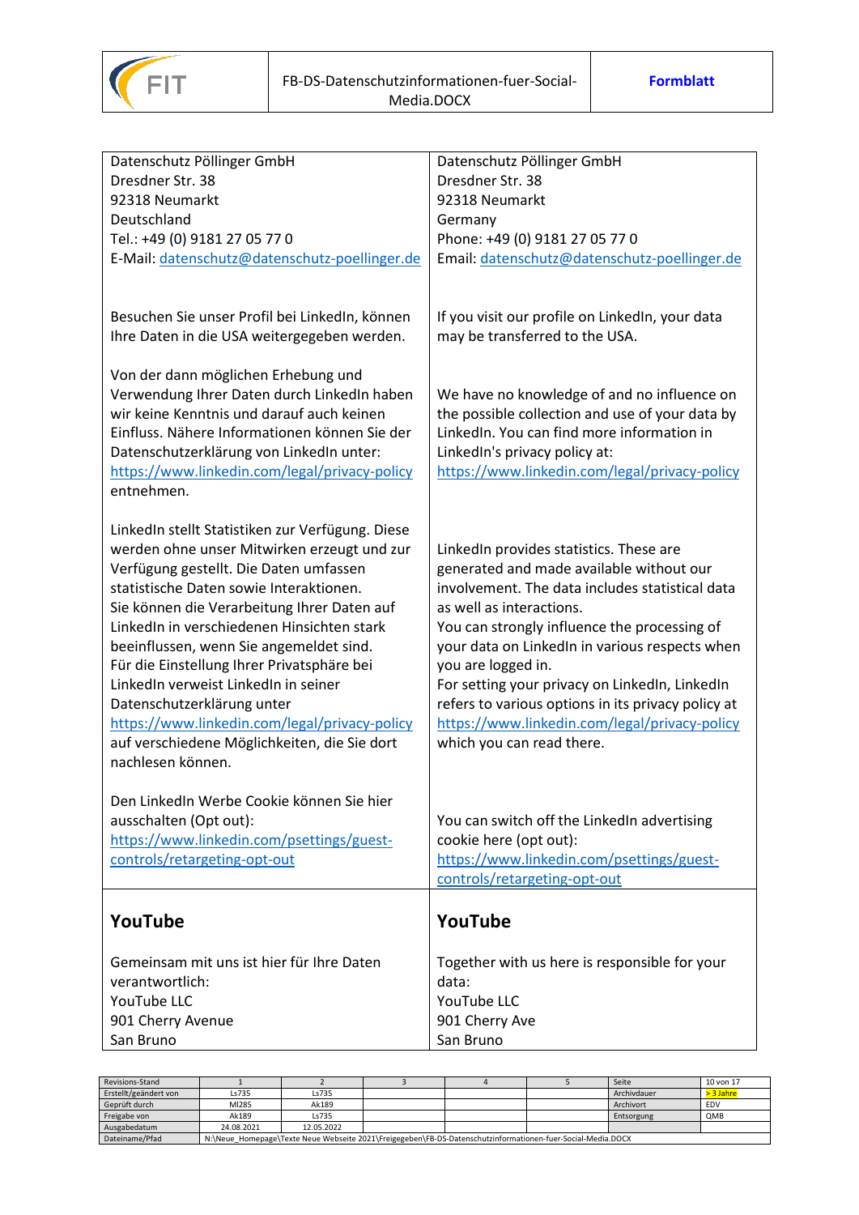| | |
|---|---|
| Datenschutz Pöllinger GmbH<br>Dresdner Str. 38<br>92318 Neumarkt<br>Deutschland<br>Tel.: +49 (0) 9181 27 05 77 0<br>E-Mail: datenschutz@datenschutz-poellinger.de<br><br>Besuchen Sie unser Profil bei LinkedIn, können Ihre Daten in die USA weitergegeben werden.<br><br>Von der dann möglichen Erhebung und Verwendung Ihrer Daten durch LinkedIn haben wir keine Kenntnis und darauf auch keinen Einfluss. Nähere Informationen können Sie der Datenschutzerklärung von LinkedIn unter: https://www.linkedin.com/legal/privacy-policy entnehmen.<br><br>LinkedIn stellt Statistiken zur Verfügung. Diese werden ohne unser Mitwirken erzeugt und zur Verfügung gestellt. Die Daten umfassen statistische Daten sowie Interaktionen.<br>Sie können die Verarbeitung Ihrer Daten auf LinkedIn in verschiedenen Hinsichten stark beeinflussen, wenn Sie angemeldet sind.<br>Für die Einstellung Ihrer Privatsphäre bei LinkedIn verweist LinkedIn in seiner Datenschutzerklärung unter https://www.linkedin.com/legal/privacy-policy auf verschiedene Möglichkeiten, die Sie dort nachlesen können.<br><br>Den LinkedIn Werbe Cookie können Sie hier ausschalten (Opt out):<br>https://www.linkedin.com/psettings/guest-controls/retargeting-opt-out | Datenschutz Pöllinger GmbH<br>Dresdner Str. 38<br>92318 Neumarkt<br>Germany<br>Phone: +49 (0) 9181 27 05 77 0<br>Email: datenschutz@datenschutz-poellinger.de<br><br>If you visit our profile on LinkedIn, your data may be transferred to the USA.<br><br>We have no knowledge of and no influence on the possible collection and use of your data by LinkedIn. You can find more information in LinkedIn's privacy policy at:<br>https://www.linkedin.com/legal/privacy-policy<br><br>LinkedIn provides statistics. These are generated and made available without our involvement. The data includes statistical data as well as interactions.<br>You can strongly influence the processing of your data on LinkedIn in various respects when you are logged in.<br>For setting your privacy on LinkedIn, LinkedIn refers to various options in its privacy policy at https://www.linkedin.com/legal/privacy-policy which you can read there.<br><br>You can switch off the LinkedIn advertising cookie here (opt out):<br>https://www.linkedin.com/psettings/guest-controls/retargeting-opt-out |
| **YouTube**<br><br>Gemeinsam mit uns ist hier für Ihre Daten verantwortlich:<br>YouTube LLC<br>901 Cherry Avenue<br>San Bruno | **YouTube**<br><br>Together with us here is responsible for your data:<br>YouTube LLC<br>901 Cherry Ave<br>San Bruno |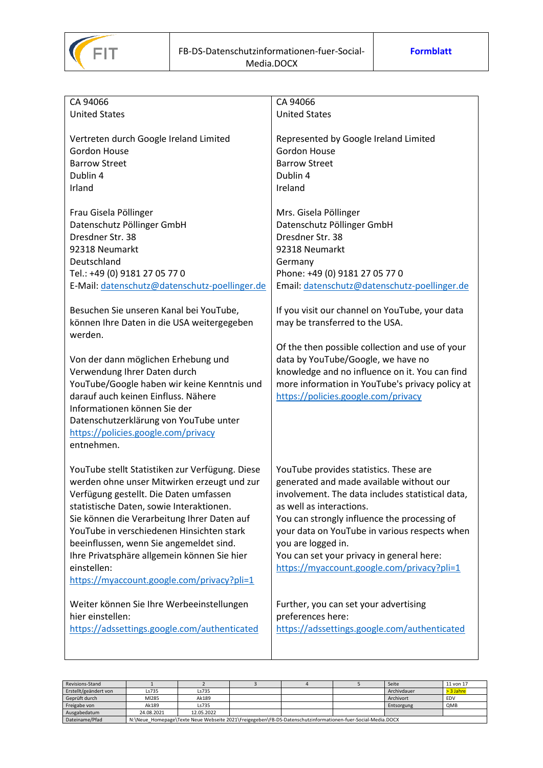| | |
|---|---|
| CA 94066<br>United States<br><br>Vertreten durch Google Ireland Limited<br>Gordon House<br>Barrow Street<br>Dublin 4<br>Irland<br><br>Frau Gisela Pöllinger<br>Datenschutz Pöllinger GmbH<br>Dresdner Str. 38<br>92318 Neumarkt<br>Deutschland<br>Tel.: +49 (0) 9181 27 05 77 0<br>E-Mail: datenschutz@datenschutz-poellinger.de | CA 94066<br>United States<br><br>Represented by Google Ireland Limited<br>Gordon House<br>Barrow Street<br>Dublin 4<br>Ireland<br><br>Mrs. Gisela Pöllinger<br>Datenschutz Pöllinger GmbH<br>Dresdner Str. 38<br>92318 Neumarkt<br>Germany<br>Phone: +49 (0) 9181 27 05 77 0<br>Email: datenschutz@datenschutz-poellinger.de |
| Besuchen Sie unseren Kanal bei YouTube, können Ihre Daten in die USA weitergegeben werden.<br><br>Von der dann möglichen Erhebung und Verwendung Ihrer Daten durch YouTube/Google haben wir keine Kenntnis und darauf auch keinen Einfluss. Nähere Informationen können Sie der Datenschutzerklärung von YouTube unter https://policies.google.com/privacy entnehmen. | If you visit our channel on YouTube, your data may be transferred to the USA.<br><br>Of the then possible collection and use of your data by YouTube/Google, we have no knowledge and no influence on it. You can find more information in YouTube's privacy policy at https://policies.google.com/privacy |
| YouTube stellt Statistiken zur Verfügung. Diese werden ohne unser Mitwirken erzeugt und zur Verfügung gestellt. Die Daten umfassen statistische Daten, sowie Interaktionen.<br>Sie können die Verarbeitung Ihrer Daten auf YouTube in verschiedenen Hinsichten stark beeinflussen, wenn Sie angemeldet sind.<br>Ihre Privatsphäre allgemein können Sie hier einstellen:<br>https://myaccount.google.com/privacy?pli=1 | YouTube provides statistics. These are generated and made available without our involvement. The data includes statistical data, as well as interactions.<br>You can strongly influence the processing of your data on YouTube in various respects when you are logged in.<br>You can set your privacy in general here:<br>https://myaccount.google.com/privacy?pli=1 |
| Weiter können Sie Ihre Werbeeinstellungen hier einstellen:<br>https://adssettings.google.com/authenticated | Further, you can set your advertising preferences here:<br>https://adssettings.google.com/authenticated |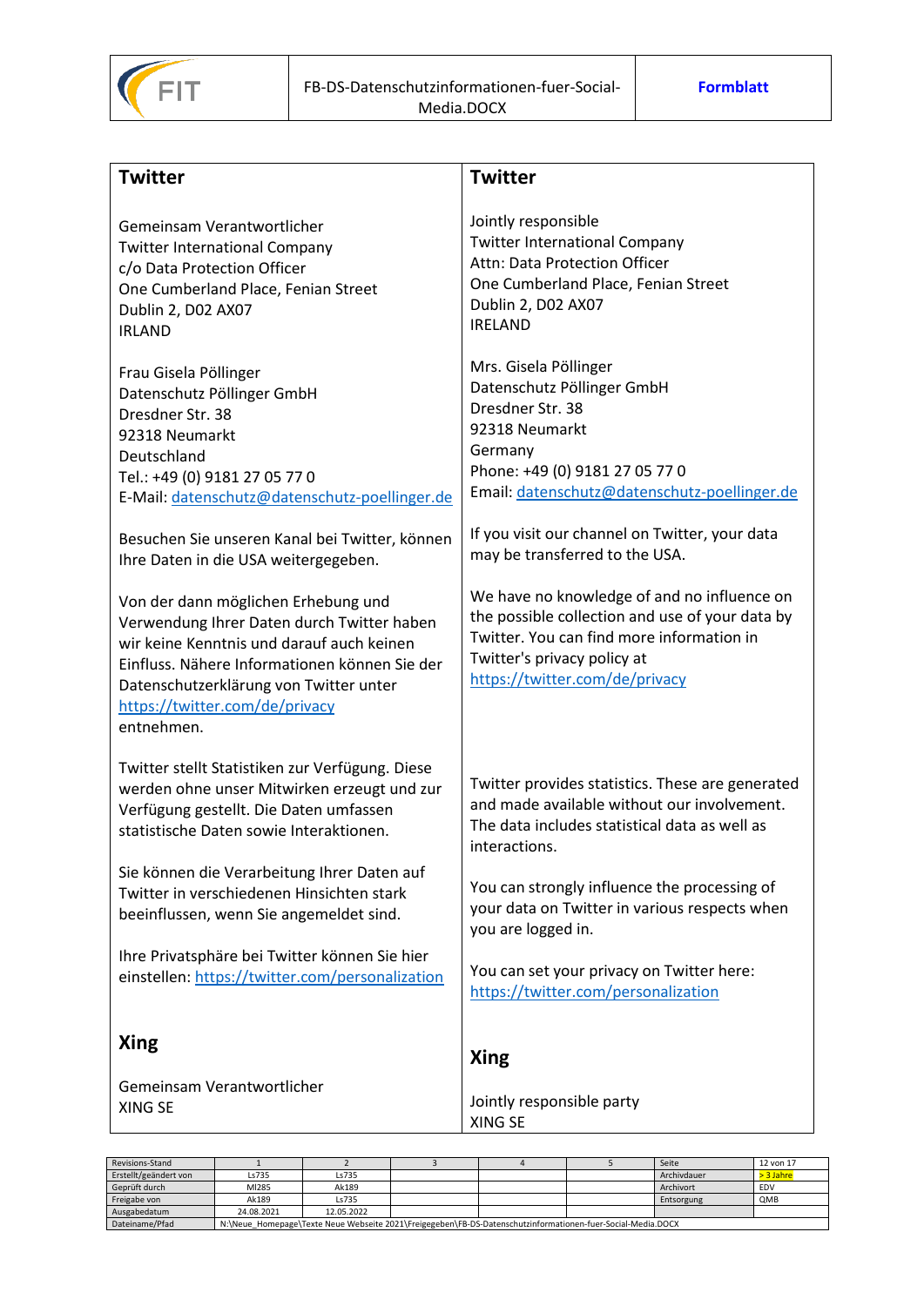| Twitter | Twitter |
|---|---|
| Gemeinsam Verantwortlicher<br>Twitter International Company<br>c/o Data Protection Officer<br>One Cumberland Place, Fenian Street<br>Dublin 2, D02 AX07<br>IRLAND | Jointly responsible<br>Twitter International Company<br>Attn: Data Protection Officer<br>One Cumberland Place, Fenian Street<br>Dublin 2, D02 AX07<br>IRELAND |
| Frau Gisela Pöllinger<br>Datenschutz Pöllinger GmbH<br>Dresdner Str. 38<br>92318 Neumarkt<br>Deutschland<br>Tel.: +49 (0) 9181 27 05 77 0<br>E-Mail: datenschutz@datenschutz-poellinger.de | Mrs. Gisela Pöllinger<br>Datenschutz Pöllinger GmbH<br>Dresdner Str. 38<br>92318 Neumarkt<br>Germany<br>Phone: +49 (0) 9181 27 05 77 0<br>Email: datenschutz@datenschutz-poellinger.de |
| Besuchen Sie unseren Kanal bei Twitter, können Ihre Daten in die USA weitergegeben. | If you visit our channel on Twitter, your data may be transferred to the USA. |
| Von der dann möglichen Erhebung und Verwendung Ihrer Daten durch Twitter haben wir keine Kenntnis und darauf auch keinen Einfluss. Nähere Informationen können Sie der Datenschutzerklärung von Twitter unter https://twitter.com/de/privacy entnehmen. | We have no knowledge of and no influence on the possible collection and use of your data by Twitter. You can find more information in Twitter's privacy policy at https://twitter.com/de/privacy |
| Twitter stellt Statistiken zur Verfügung. Diese werden ohne unser Mitwirken erzeugt und zur Verfügung gestellt. Die Daten umfassen statistische Daten sowie Interaktionen. | Twitter provides statistics. These are generated and made available without our involvement. The data includes statistical data as well as interactions. |
| Sie können die Verarbeitung Ihrer Daten auf Twitter in verschiedenen Hinsichten stark beeinflussen, wenn Sie angemeldet sind. | You can strongly influence the processing of your data on Twitter in various respects when you are logged in. |
| Ihre Privatsphäre bei Twitter können Sie hier einstellen: https://twitter.com/personalization | You can set your privacy on Twitter here: https://twitter.com/personalization |
| **Xing** | **Xing** |
| Gemeinsam Verantwortlicher<br>XING SE | Jointly responsible party<br>XING SE |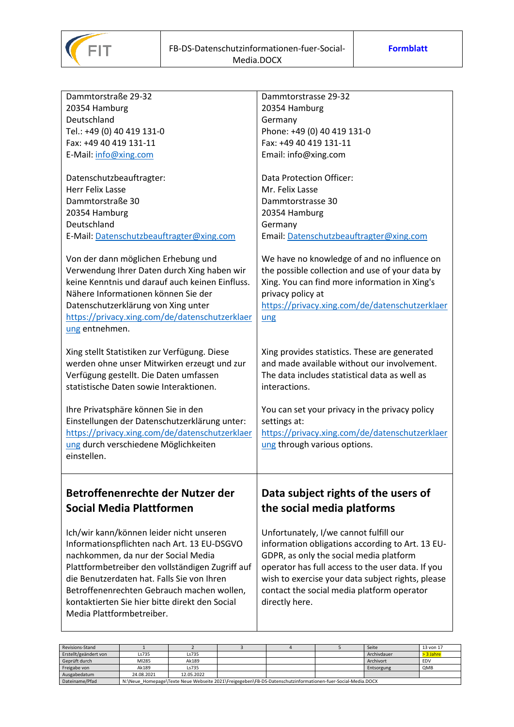| | |
|---|---|
| Dammtorstraße 29-32<br>20354 Hamburg<br>Deutschland<br>Tel.: +49 (0) 40 419 131-0<br>Fax: +49 40 419 131-11<br>E-Mail: info@xing.com<br><br>Datenschutzbeauftragter:<br>Herr Felix Lasse<br>Dammtorstraße 30<br>20354 Hamburg<br>Deutschland<br>E-Mail: Datenschutzbeauftragter@xing.com<br><br>Von der dann möglichen Erhebung und Verwendung Ihrer Daten durch Xing haben wir keine Kenntnis und darauf auch keinen Einfluss. Nähere Informationen können Sie der Datenschutzerklärung von Xing unter https://privacy.xing.com/de/datenschutzerklaerung entnehmen.<br><br>Xing stellt Statistiken zur Verfügung. Diese werden ohne unser Mitwirken erzeugt und zur Verfügung gestellt. Die Daten umfassen statistische Daten sowie Interaktionen.<br><br>Ihre Privatsphäre können Sie in den Einstellungen der Datenschutzerklärung unter: https://privacy.xing.com/de/datenschutzerklaerung durch verschiedene Möglichkeiten einstellen. | Dammtorstrasse 29-32<br>20354 Hamburg<br>Germany<br>Phone: +49 (0) 40 419 131-0<br>Fax: +49 40 419 131-11<br>Email: info@xing.com<br><br>Data Protection Officer:<br>Mr. Felix Lasse<br>Dammtorstrasse 30<br>20354 Hamburg<br>Germany<br>Email: Datenschutzbeauftragter@xing.com<br><br>We have no knowledge of and no influence on the possible collection and use of your data by Xing. You can find more information in Xing's privacy policy at https://privacy.xing.com/de/datenschutzerklaerung<br><br>Xing provides statistics. These are generated and made available without our involvement. The data includes statistical data as well as interactions.<br><br>You can set your privacy in the privacy policy settings at: https://privacy.xing.com/de/datenschutzerklaerung through various options. |
| **Betroffenenrechte der Nutzer der Social Media Plattformen**<br><br>Ich/wir kann/können leider nicht unseren Informationspflichten nach Art. 13 EU-DSGVO nachkommen, da nur der Social Media Plattformbetreiber den vollständigen Zugriff auf die Benutzerdaten hat. Falls Sie von Ihren Betroffenenrechten Gebrauch machen wollen, kontaktierten Sie hier bitte direkt den Social Media Plattformbetreiber. | **Data subject rights of the users of the social media platforms**<br><br>Unfortunately, I/we cannot fulfill our information obligations according to Art. 13 EU-GDPR, as only the social media platform operator has full access to the user data. If you wish to exercise your data subject rights, please contact the social media platform operator directly here. |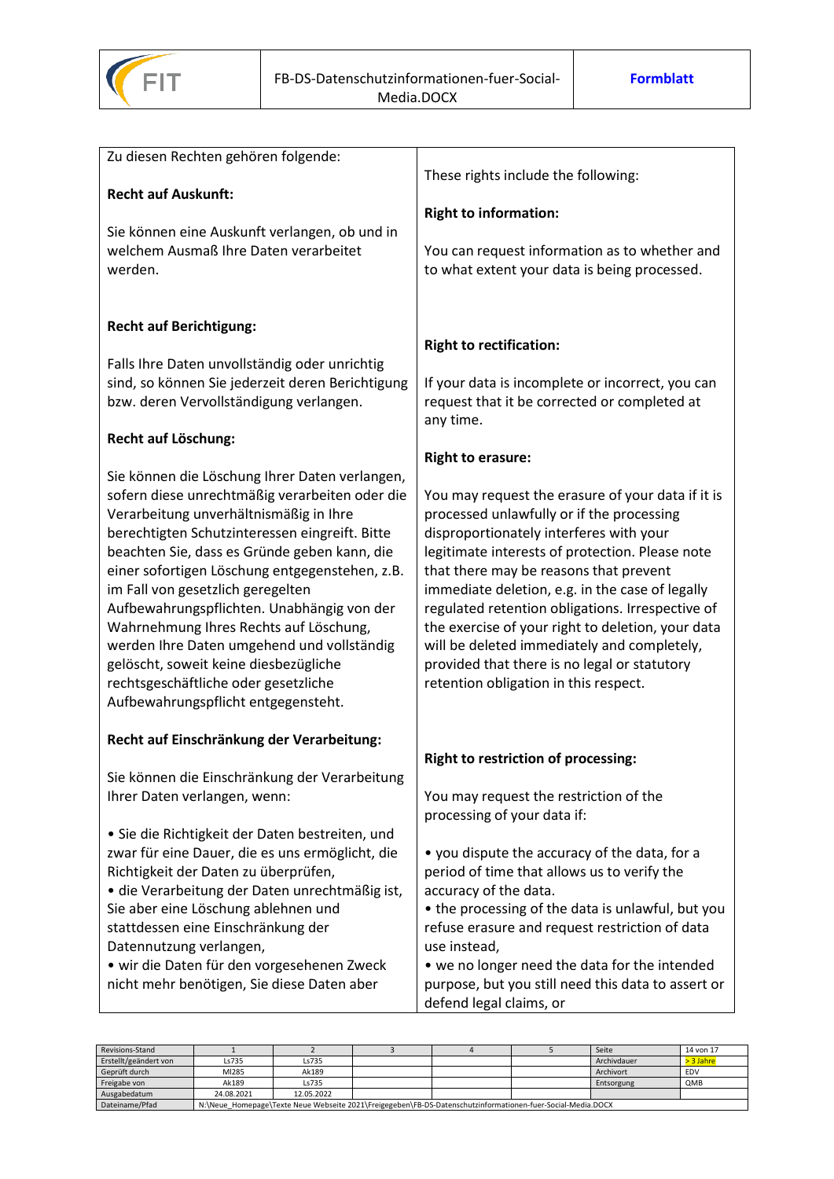| | |
|---|---|
| Zu diesen Rechten gehören folgende: | These rights include the following: |
| **Recht auf Auskunft:** | **Right to information:** |
| Sie können eine Auskunft verlangen, ob und in welchem Ausmaß Ihre Daten verarbeitet werden. | You can request information as to whether and to what extent your data is being processed. |
| **Recht auf Berichtigung:** | **Right to rectification:** |
| Falls Ihre Daten unvollständig oder unrichtig sind, so können Sie jederzeit deren Berichtigung bzw. deren Vervollständigung verlangen. | If your data is incomplete or incorrect, you can request that it be corrected or completed at any time. |
| **Recht auf Löschung:** | **Right to erasure:** |
| Sie können die Löschung Ihrer Daten verlangen, sofern diese unrechtmäßig verarbeiten oder die Verarbeitung unverhältnismäßig in Ihre berechtigten Schutzinteressen eingreift. Bitte beachten Sie, dass es Gründe geben kann, die einer sofortigen Löschung entgegenstehen, z.B. im Fall von gesetzlich geregelten Aufbewahrungspflichten. Unabhängig von der Wahrnehmung Ihres Rechts auf Löschung, werden Ihre Daten umgehend und vollständig gelöscht, soweit keine diesbezügliche rechtsgeschäftliche oder gesetzliche Aufbewahrungspflicht entgegensteht. | You may request the erasure of your data if it is processed unlawfully or if the processing disproportionately interferes with your legitimate interests of protection. Please note that there may be reasons that prevent immediate deletion, e.g. in the case of legally regulated retention obligations. Irrespective of the exercise of your right to deletion, your data will be deleted immediately and completely, provided that there is no legal or statutory retention obligation in this respect. |
| **Recht auf Einschränkung der Verarbeitung:** | **Right to restriction of processing:** |
| Sie können die Einschränkung der Verarbeitung Ihrer Daten verlangen, wenn: | You may request the restriction of the processing of your data if: |
| • Sie die Richtigkeit der Daten bestreiten, und zwar für eine Dauer, die es uns ermöglicht, die Richtigkeit der Daten zu überprüfen,<br>• die Verarbeitung der Daten unrechtmäßig ist, Sie aber eine Löschung ablehnen und stattdessen eine Einschränkung der Datennutzung verlangen,<br>• wir die Daten für den vorgesehenen Zweck nicht mehr benötigen, Sie diese Daten aber | • you dispute the accuracy of the data, for a period of time that allows us to verify the accuracy of the data.<br>• the processing of the data is unlawful, but you refuse erasure and request restriction of data use instead,<br>• we no longer need the data for the intended purpose, but you still need this data to assert or defend legal claims, or |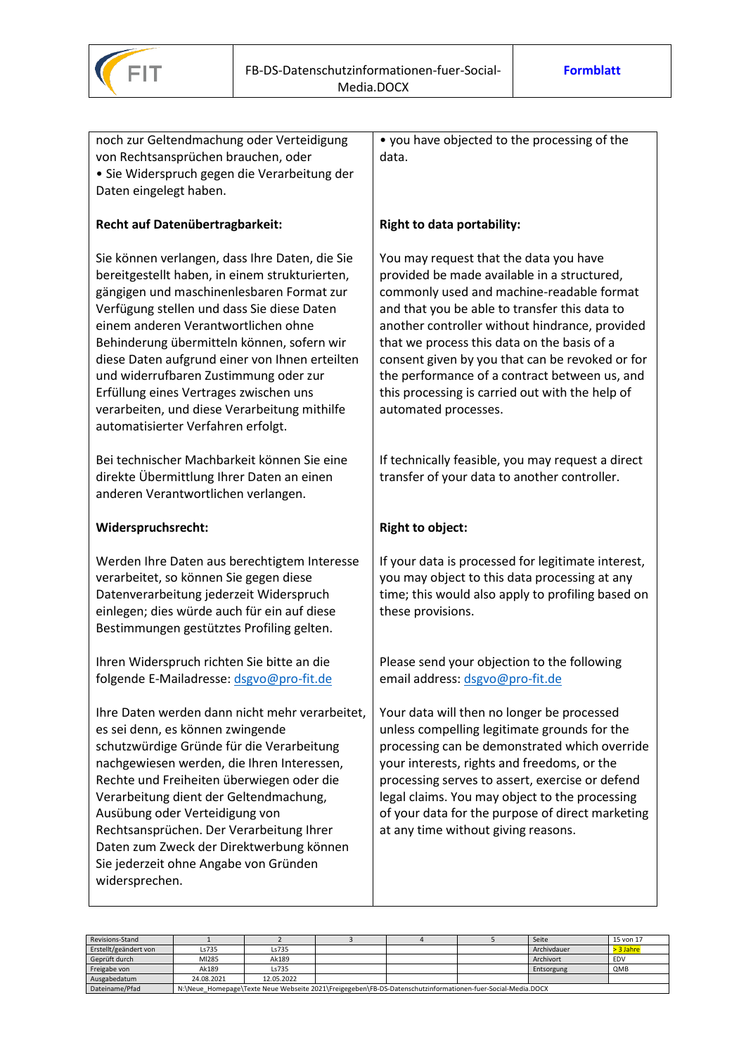| | |
|---|---|
| noch zur Geltendmachung oder Verteidigung von Rechtsansprüchen brauchen, oder<br>• Sie Widerspruch gegen die Verarbeitung der Daten eingelegt haben. | • you have objected to the processing of the data. |
| **Recht auf Datenübertragbarkeit:** | **Right to data portability:** |
| Sie können verlangen, dass Ihre Daten, die Sie bereitgestellt haben, in einem strukturierten, gängigen und maschinenlesbaren Format zur Verfügung stellen und dass Sie diese Daten einem anderen Verantwortlichen ohne Behinderung übermitteln können, sofern wir diese Daten aufgrund einer von Ihnen erteilten und widerrufbaren Zustimmung oder zur Erfüllung eines Vertrages zwischen uns verarbeiten, und diese Verarbeitung mithilfe automatisierter Verfahren erfolgt. | You may request that the data you have provided be made available in a structured, commonly used and machine-readable format and that you be able to transfer this data to another controller without hindrance, provided that we process this data on the basis of a consent given by you that can be revoked or for the performance of a contract between us, and this processing is carried out with the help of automated processes. |
| Bei technischer Machbarkeit können Sie eine direkte Übermittlung Ihrer Daten an einen anderen Verantwortlichen verlangen. | If technically feasible, you may request a direct transfer of your data to another controller. |
| **Widerspruchsrecht:** | **Right to object:** |
| Werden Ihre Daten aus berechtigtem Interesse verarbeitet, so können Sie gegen diese Datenverarbeitung jederzeit Widerspruch einlegen; dies würde auch für ein auf diese Bestimmungen gestütztes Profiling gelten. | If your data is processed for legitimate interest, you may object to this data processing at any time; this would also apply to profiling based on these provisions. |
| Ihren Widerspruch richten Sie bitte an die folgende E-Mailadresse: dsgvo@pro-fit.de | Please send your objection to the following email address: dsgvo@pro-fit.de |
| Ihre Daten werden dann nicht mehr verarbeitet, es sei denn, es können zwingende schutzwürdige Gründe für die Verarbeitung nachgewiesen werden, die Ihren Interessen, Rechte und Freiheiten überwiegen oder die Verarbeitung dient der Geltendmachung, Ausübung oder Verteidigung von Rechtsansprüchen. Der Verarbeitung Ihrer Daten zum Zweck der Direktwerbung können Sie jederzeit ohne Angabe von Gründen widersprechen. | Your data will then no longer be processed unless compelling legitimate grounds for the processing can be demonstrated which override your interests, rights and freedoms, or the processing serves to assert, exercise or defend legal claims. You may object to the processing of your data for the purpose of direct marketing at any time without giving reasons. |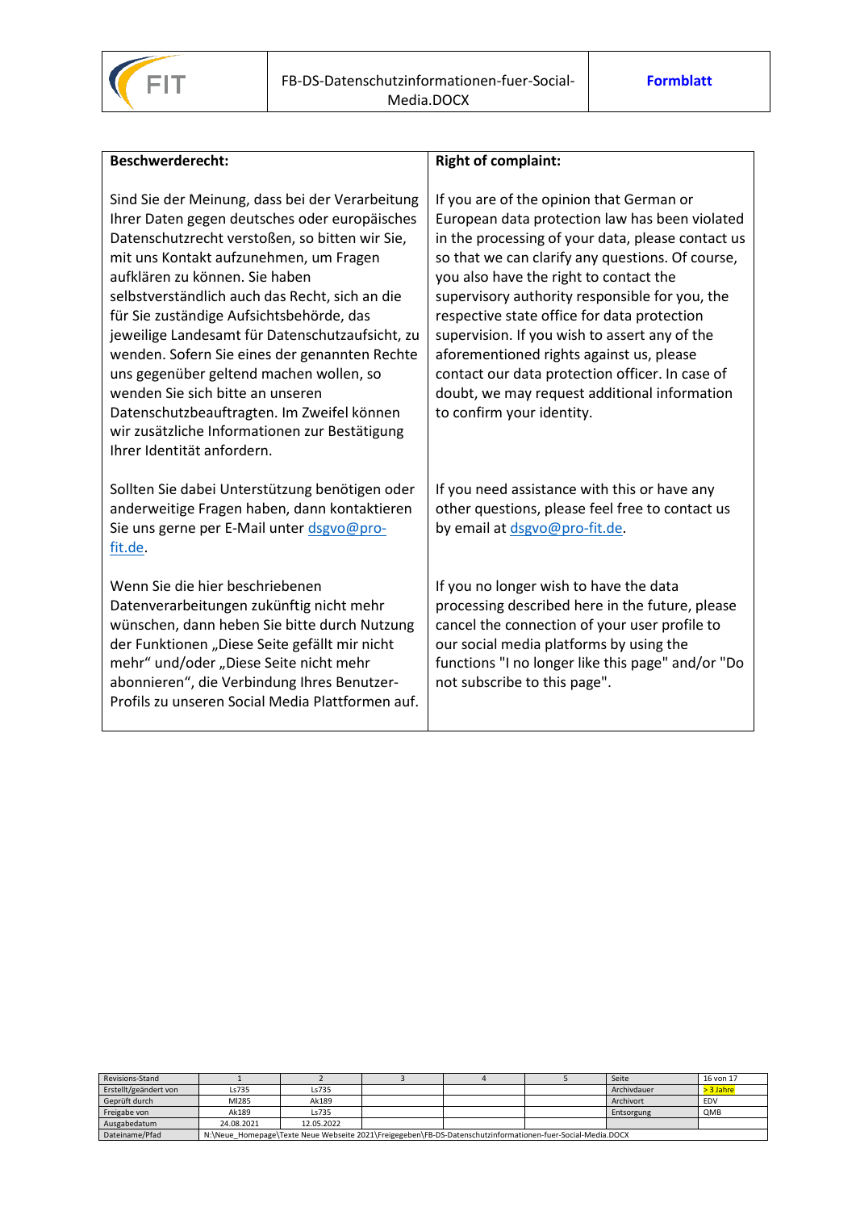| Beschwerderecht: | Right of complaint: |
|---|---|
| Sind Sie der Meinung, dass bei der Verarbeitung Ihrer Daten gegen deutsches oder europäisches Datenschutzrecht verstoßen, so bitten wir Sie, mit uns Kontakt aufzunehmen, um Fragen aufklären zu können. Sie haben selbstverständlich auch das Recht, sich an die für Sie zuständige Aufsichtsbehörde, das jeweilige Landesamt für Datenschutzaufsicht, zu wenden. Sofern Sie eines der genannten Rechte uns gegenüber geltend machen wollen, so wenden Sie sich bitte an unseren Datenschutzbeauftragten. Im Zweifel können wir zusätzliche Informationen zur Bestätigung Ihrer Identität anfordern. | If you are of the opinion that German or European data protection law has been violated in the processing of your data, please contact us so that we can clarify any questions. Of course, you also have the right to contact the supervisory authority responsible for you, the respective state office for data protection supervision. If you wish to assert any of the aforementioned rights against us, please contact our data protection officer. In case of doubt, we may request additional information to confirm your identity. |
| Sollten Sie dabei Unterstützung benötigen oder anderweitige Fragen haben, dann kontaktieren Sie uns gerne per E-Mail unter dsgvo@pro-fit.de. | If you need assistance with this or have any other questions, please feel free to contact us by email at dsgvo@pro-fit.de. |
| Wenn Sie die hier beschriebenen Datenverarbeitungen zukünftig nicht mehr wünschen, dann heben Sie bitte durch Nutzung der Funktionen „Diese Seite gefällt mir nicht mehr" und/oder „Diese Seite nicht mehr abonnieren", die Verbindung Ihres Benutzer-Profils zu unseren Social Media Plattformen auf. | If you no longer wish to have the data processing described here in the future, please cancel the connection of your user profile to our social media platforms by using the functions "I no longer like this page" and/or "Do not subscribe to this page". |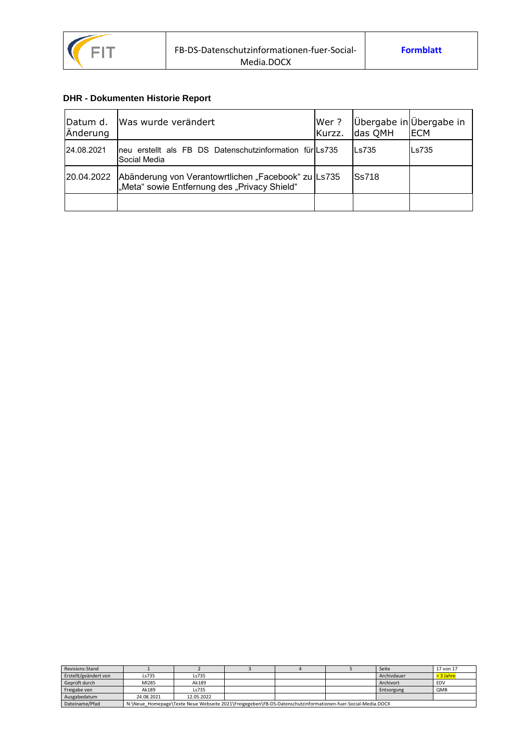**DHR - Dokumenten Historie Report**

| Datum d. Änderung | Was wurde verändert | Wer ? Kurzz. | Übergabe in das QMH | Übergabe in ECM |
|---|---|---|---|---|
| 24.08.2021 | neu erstellt als FB DS Datenschutzinformation für Social Media | Ls735 | Ls735 | Ls735 |
| 20.04.2022 | Abänderung von Verantowrtlichen „Facebook“ zu „Meta“ sowie Entfernung des „Privacy Shield“ | Ls735 | Ss718 | |
| | | | | |

| Revisions-Stand | 1 | 2 | 3 | 4 | 5 | Seite | 17 von 17 |
|---|---|---|---|---|---|---|---|
| Erstellt/geändert von | Ls735 | Ls735 | | | | Archivdauer | > 3 Jahre |
| Geprüft durch | MI285 | Ak189 | | | | Archivort | EDV |
| Freigabe von | Ak189 | Ls735 | | | | Entsorgung | QMB |
| Ausgabedatum | 24.08.2021 | 12.05.2022 | | | | | |
| Dateiname/Pfad | N:\Neue_Homepage\Texte Neue Webseite 2021\Freigegeben\FB-DS-Datenschutzinformationen-fuer-Social-Media.DOCX | | | | | | |